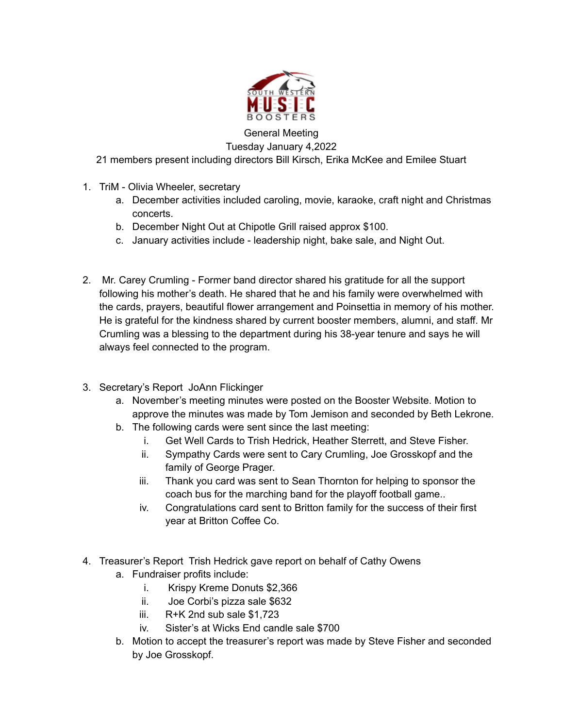SOUTH WESTERN MUSIC BOOSTERS

General Meeting
Tuesday January 4,2022
21 members present including directors Bill Kirsch, Erika McKee and Emilee Stuart

1. TriM - Olivia Wheeler, secretary
   a. December activities included caroling, movie, karaoke, craft night and Christmas concerts.
   b. December Night Out at Chipotle Grill raised approx $100.
   c. January activities include - leadership night, bake sale, and Night Out.

2. Mr. Carey Crumling - Former band director shared his gratitude for all the support following his mother's death. He shared that he and his family were overwhelmed with the cards, prayers, beautiful flower arrangement and Poinsettia in memory of his mother. He is grateful for the kindness shared by current booster members, alumni, and staff. Mr Crumling was a blessing to the department during his 38-year tenure and says he will always feel connected to the program.

3. Secretary's Report JoAnn Flickinger
   a. November's meeting minutes were posted on the Booster Website. Motion to approve the minutes was made by Tom Jemison and seconded by Beth Lekrone.
   b. The following cards were sent since the last meeting:
      i. Get Well Cards to Trish Hedrick, Heather Sterrett, and Steve Fisher.
      ii. Sympathy Cards were sent to Cary Crumling, Joe Grosskopf and the family of George Prager.
      iii. Thank you card was sent to Sean Thornton for helping to sponsor the coach bus for the marching band for the playoff football game..
      iv. Congratulations card sent to Britton family for the success of their first year at Britton Coffee Co.

4. Treasurer's Report Trish Hedrick gave report on behalf of Cathy Owens
   a. Fundraiser profits include:
      i. Krispy Kreme Donuts $2,366
      ii. Joe Corbi's pizza sale $632
      iii. R+K 2nd sub sale $1,723
      iv. Sister's at Wicks End candle sale $700
   b. Motion to accept the treasurer's report was made by Steve Fisher and seconded by Joe Grosskopf.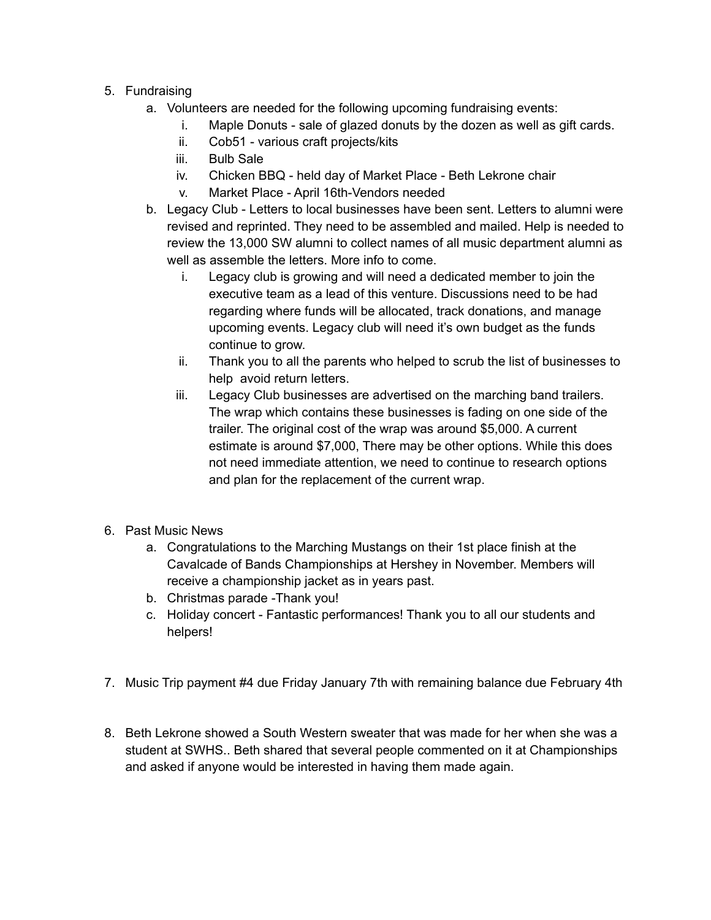5. Fundraising
    a. Volunteers are needed for the following upcoming fundraising events:
        i. Maple Donuts - sale of glazed donuts by the dozen as well as gift cards.
        ii. Cob51 - various craft projects/kits
        iii. Bulb Sale
        iv. Chicken BBQ - held day of Market Place - Beth Lekrone chair
        v. Market Place - April 16th-Vendors needed
    b. Legacy Club - Letters to local businesses have been sent. Letters to alumni were revised and reprinted. They need to be assembled and mailed. Help is needed to review the 13,000 SW alumni to collect names of all music department alumni as well as assemble the letters. More info to come.
        i. Legacy club is growing and will need a dedicated member to join the executive team as a lead of this venture. Discussions need to be had regarding where funds will be allocated, track donations, and manage upcoming events. Legacy club will need it's own budget as the funds continue to grow.
        ii. Thank you to all the parents who helped to scrub the list of businesses to help avoid return letters.
        iii. Legacy Club businesses are advertised on the marching band trailers. The wrap which contains these businesses is fading on one side of the trailer. The original cost of the wrap was around $5,000. A current estimate is around $7,000, There may be other options. While this does not need immediate attention, we need to continue to research options and plan for the replacement of the current wrap.

6. Past Music News
    a. Congratulations to the Marching Mustangs on their 1st place finish at the Cavalcade of Bands Championships at Hershey in November. Members will receive a championship jacket as in years past.
    b. Christmas parade -Thank you!
    c. Holiday concert - Fantastic performances! Thank you to all our students and helpers!

7. Music Trip payment #4 due Friday January 7th with remaining balance due February 4th

8. Beth Lekrone showed a South Western sweater that was made for her when she was a student at SWHS.. Beth shared that several people commented on it at Championships and asked if anyone would be interested in having them made again.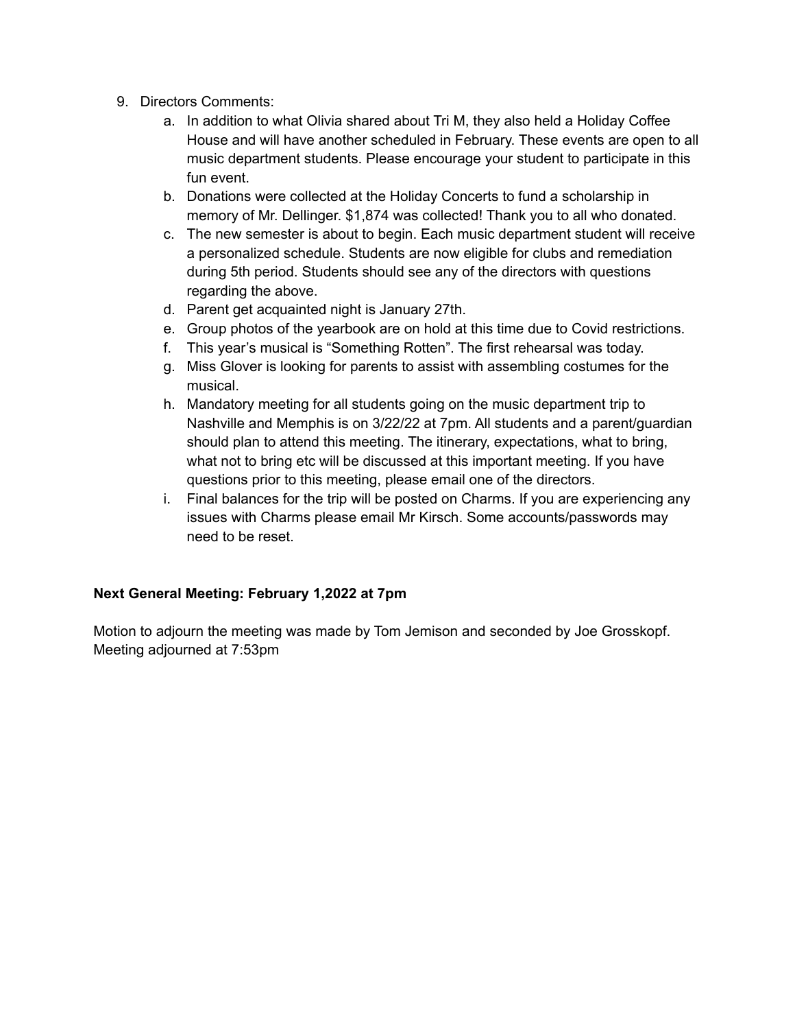9. Directors Comments:
    a. In addition to what Olivia shared about Tri M, they also held a Holiday Coffee House and will have another scheduled in February. These events are open to all music department students. Please encourage your student to participate in this fun event.
    b. Donations were collected at the Holiday Concerts to fund a scholarship in memory of Mr. Dellinger. $1,874 was collected! Thank you to all who donated.
    c. The new semester is about to begin. Each music department student will receive a personalized schedule. Students are now eligible for clubs and remediation during 5th period. Students should see any of the directors with questions regarding the above.
    d. Parent get acquainted night is January 27th.
    e. Group photos of the yearbook are on hold at this time due to Covid restrictions.
    f. This year's musical is "Something Rotten". The first rehearsal was today.
    g. Miss Glover is looking for parents to assist with assembling costumes for the musical.
    h. Mandatory meeting for all students going on the music department trip to Nashville and Memphis is on 3/22/22 at 7pm. All students and a parent/guardian should plan to attend this meeting. The itinerary, expectations, what to bring, what not to bring etc will be discussed at this important meeting. If you have questions prior to this meeting, please email one of the directors.
    i. Final balances for the trip will be posted on Charms. If you are experiencing any issues with Charms please email Mr Kirsch. Some accounts/passwords may need to be reset.

**Next General Meeting: February 1,2022 at 7pm**

Motion to adjourn the meeting was made by Tom Jemison and seconded by Joe Grosskopf. Meeting adjourned at 7:53pm